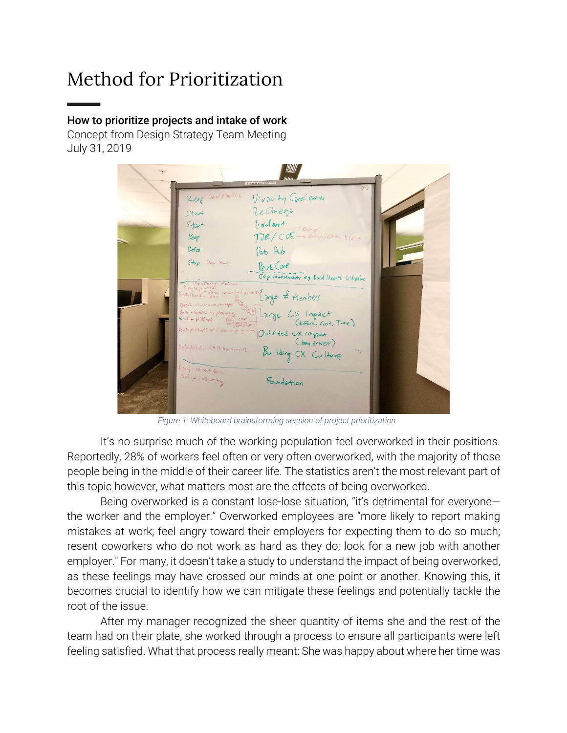# Method for Prioritization

**How to prioritize projects and intake of work**
Concept from Design Strategy Team Meeting
July 31, 2019

*Figure 1: Whiteboard brainstorming session of project prioritization*

It's no surprise much of the working population feel overworked in their positions. Reportedly, 28% of workers feel often or very often overworked, with the majority of those people being in the middle of their career life. The statistics aren't the most relevant part of this topic however, what matters most are the effects of being overworked.

Being overworked is a constant lose-lose situation, "it's detrimental for everyone—the worker and the employer." Overworked employees are "more likely to report making mistakes at work; feel angry toward their employers for expecting them to do so much; resent coworkers who do not work as hard as they do; look for a new job with another employer." For many, it doesn't take a study to understand the impact of being overworked, as these feelings may have crossed our minds at one point or another. Knowing this, it becomes crucial to identify how we can mitigate these feelings and potentially tackle the root of the issue.

After my manager recognized the sheer quantity of items she and the rest of the team had on their plate, she worked through a process to ensure all participants were left feeling satisfied. What that process really meant: She was happy about where her time was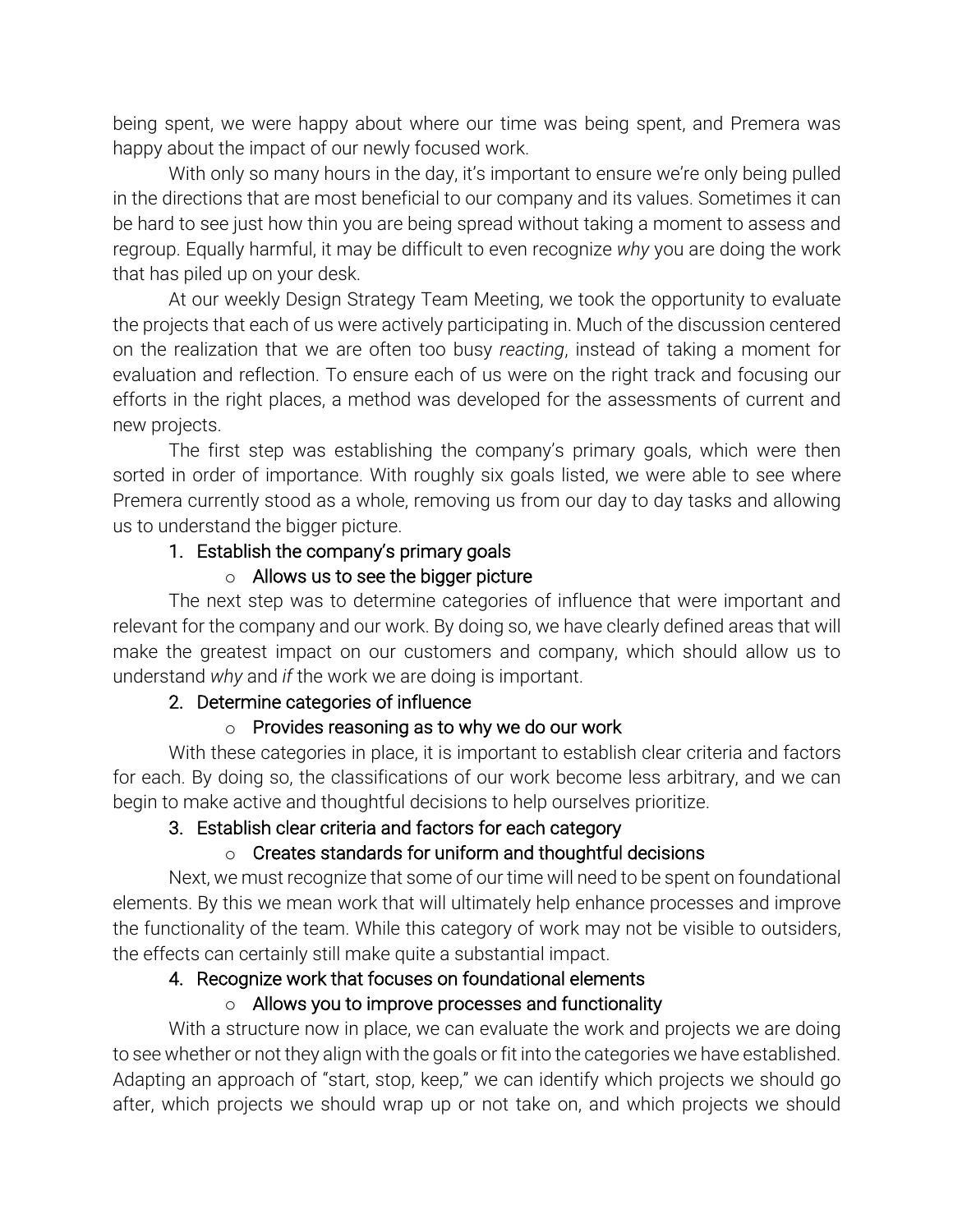being spent, we were happy about where our time was being spent, and Premera was happy about the impact of our newly focused work.

With only so many hours in the day, it's important to ensure we're only being pulled in the directions that are most beneficial to our company and its values. Sometimes it can be hard to see just how thin you are being spread without taking a moment to assess and regroup. Equally harmful, it may be difficult to even recognize *why* you are doing the work that has piled up on your desk.

At our weekly Design Strategy Team Meeting, we took the opportunity to evaluate the projects that each of us were actively participating in. Much of the discussion centered on the realization that we are often too busy *reacting*, instead of taking a moment for evaluation and reflection. To ensure each of us were on the right track and focusing our efforts in the right places, a method was developed for the assessments of current and new projects.

The first step was establishing the company's primary goals, which were then sorted in order of importance. With roughly six goals listed, we were able to see where Premera currently stood as a whole, removing us from our day to day tasks and allowing us to understand the bigger picture.

1. Establish the company's primary goals
   - Allows us to see the bigger picture

The next step was to determine categories of influence that were important and relevant for the company and our work. By doing so, we have clearly defined areas that will make the greatest impact on our customers and company, which should allow us to understand *why* and *if* the work we are doing is important.

2. Determine categories of influence
   - Provides reasoning as to why we do our work

With these categories in place, it is important to establish clear criteria and factors for each. By doing so, the classifications of our work become less arbitrary, and we can begin to make active and thoughtful decisions to help ourselves prioritize.

3. Establish clear criteria and factors for each category
   - Creates standards for uniform and thoughtful decisions

Next, we must recognize that some of our time will need to be spent on foundational elements. By this we mean work that will ultimately help enhance processes and improve the functionality of the team. While this category of work may not be visible to outsiders, the effects can certainly still make quite a substantial impact.

4. Recognize work that focuses on foundational elements
   - Allows you to improve processes and functionality

With a structure now in place, we can evaluate the work and projects we are doing to see whether or not they align with the goals or fit into the categories we have established. Adapting an approach of "start, stop, keep," we can identify which projects we should go after, which projects we should wrap up or not take on, and which projects we should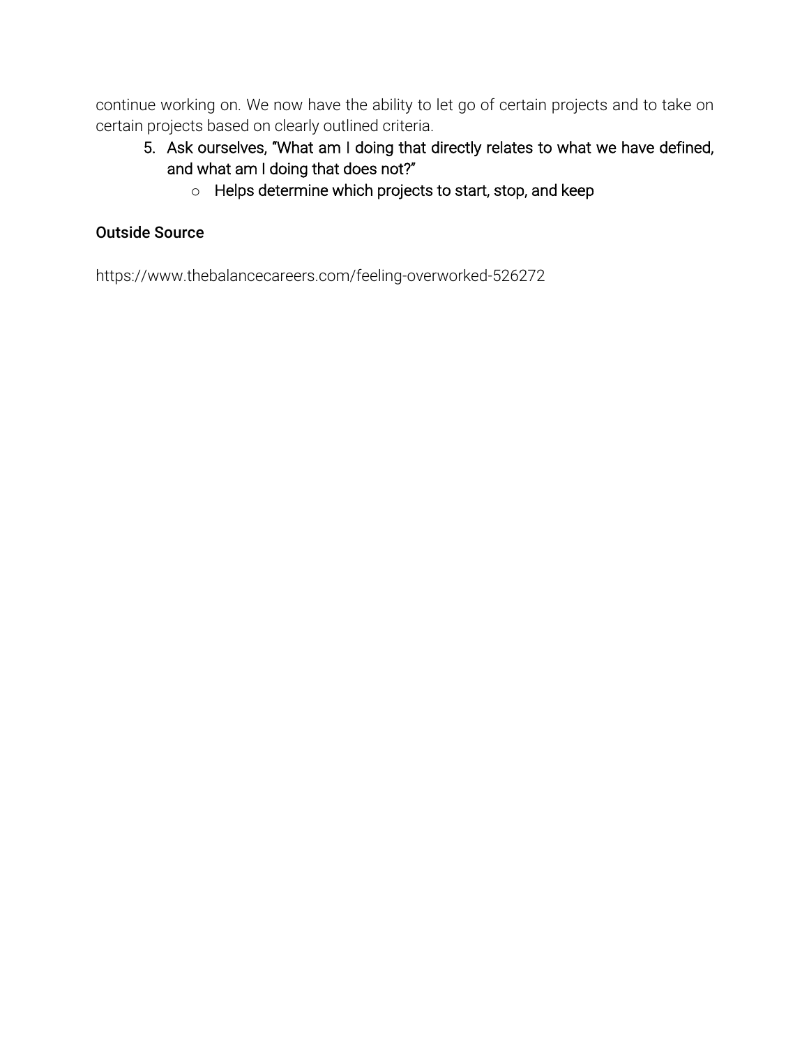continue working on. We now have the ability to let go of certain projects and to take on certain projects based on clearly outlined criteria.

5. Ask ourselves, "What am I doing that directly relates to what we have defined, and what am I doing that does not?"
    - Helps determine which projects to start, stop, and keep

**Outside Source**

https://www.thebalancecareers.com/feeling-overworked-526272